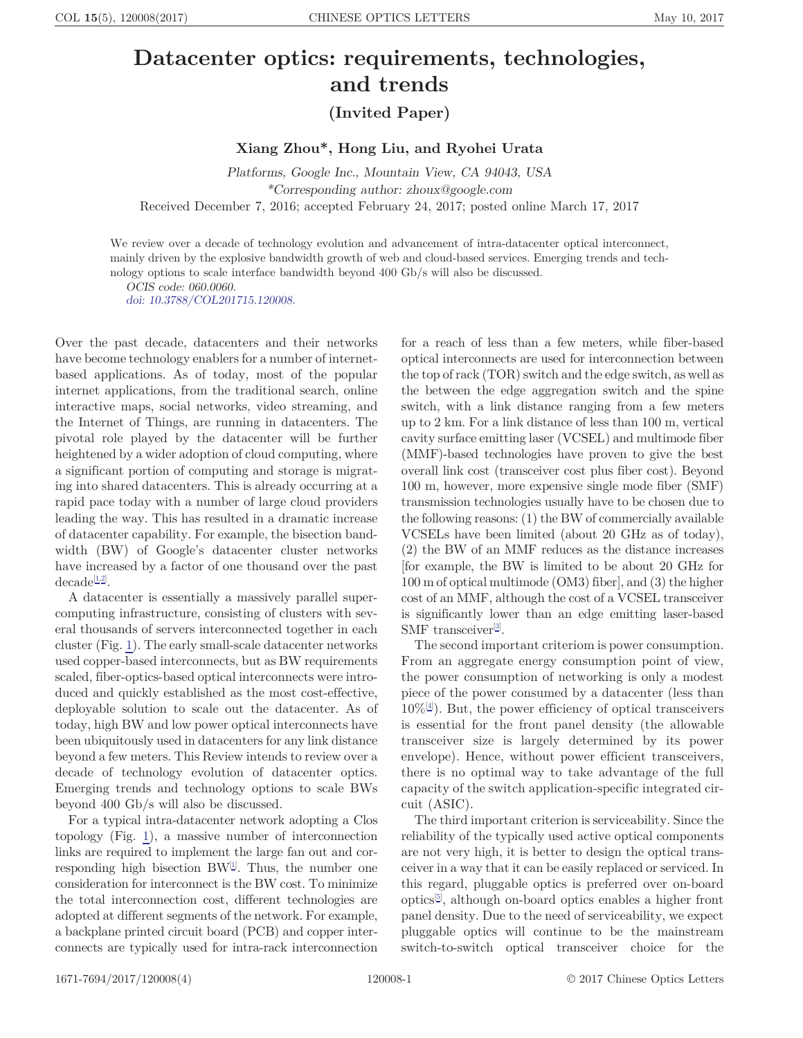# Datacenter optics: requirements, technologies, and trends

**(Invited Paper)**

**Xiang Zhou\*, Hong Liu, and Ryohei Urata**

*Platforms, Google Inc., Mountain View, CA 94043, USA*

*\*Corresponding author: zhoux@google.com*

Received December 7, 2016; accepted February 24, 2017; posted online March 17, 2017

We review over a decade of technology evolution and advancement of intra-datacenter optical interconnect, mainly driven by the explosive bandwidth growth of web and cloud-based services. Emerging trends and technology options to scale interface bandwidth beyond 400 Gb/s will also be discussed.

*OCIS code: 060.0060.*

doi: 10.3788/COL201715.120008.

Over the past decade, datacenters and their networks have become technology enablers for a number of internet-based applications. As of today, most of the popular internet applications, from the traditional search, online interactive maps, social networks, video streaming, and the Internet of Things, are running in datacenters. The pivotal role played by the datacenter will be further heightened by a wider adoption of cloud computing, where a significant portion of computing and storage is migrating into shared datacenters. This is already occurring at a rapid pace today with a number of large cloud providers leading the way. This has resulted in a dramatic increase of datacenter capability. For example, the bisection bandwidth (BW) of Google's datacenter cluster networks have increased by a factor of one thousand over the past decade[1,2].

A datacenter is essentially a massively parallel supercomputing infrastructure, consisting of clusters with several thousands of servers interconnected together in each cluster (Fig. 1). The early small-scale datacenter networks used copper-based interconnects, but as BW requirements scaled, fiber-optics-based optical interconnects were introduced and quickly established as the most cost-effective, deployable solution to scale out the datacenter. As of today, high BW and low power optical interconnects have been ubiquitously used in datacenters for any link distance beyond a few meters. This Review intends to review over a decade of technology evolution of datacenter optics. Emerging trends and technology options to scale BWs beyond 400 Gb/s will also be discussed.

For a typical intra-datacenter network adopting a Clos topology (Fig. 1), a massive number of interconnection links are required to implement the large fan out and corresponding high bisection BW[1]. Thus, the number one consideration for interconnect is the BW cost. To minimize the total interconnection cost, different technologies are adopted at different segments of the network. For example, a backplane printed circuit board (PCB) and copper interconnects are typically used for intra-rack interconnection for a reach of less than a few meters, while fiber-based optical interconnects are used for interconnection between the top of rack (TOR) switch and the edge switch, as well as the between the edge aggregation switch and the spine switch, with a link distance ranging from a few meters up to 2 km. For a link distance of less than 100 m, vertical cavity surface emitting laser (VCSEL) and multimode fiber (MMF)-based technologies have proven to give the best overall link cost (transceiver cost plus fiber cost). Beyond 100 m, however, more expensive single mode fiber (SMF) transmission technologies usually have to be chosen due to the following reasons: (1) the BW of commercially available VCSELs have been limited (about 20 GHz as of today), (2) the BW of an MMF reduces as the distance increases [for example, the BW is limited to be about 20 GHz for 100 m of optical multimode (OM3) fiber], and (3) the higher cost of an MMF, although the cost of a VCSEL transceiver is significantly lower than an edge emitting laser-based SMF transceiver[3].

The second important criteriom is power consumption. From an aggregate energy consumption point of view, the power consumption of networking is only a modest piece of the power consumed by a datacenter (less than 10%[4]). But, the power efficiency of optical transceivers is essential for the front panel density (the allowable transceiver size is largely determined by its power envelope). Hence, without power efficient transceivers, there is no optimal way to take advantage of the full capacity of the switch application-specific integrated circuit (ASIC).

The third important criterion is serviceability. Since the reliability of the typically used active optical components are not very high, it is better to design the optical transceiver in a way that it can be easily replaced or serviced. In this regard, pluggable optics is preferred over on-board optics[5], although on-board optics enables a higher front panel density. Due to the need of serviceability, we expect pluggable optics will continue to be the mainstream switch-to-switch optical transceiver choice for the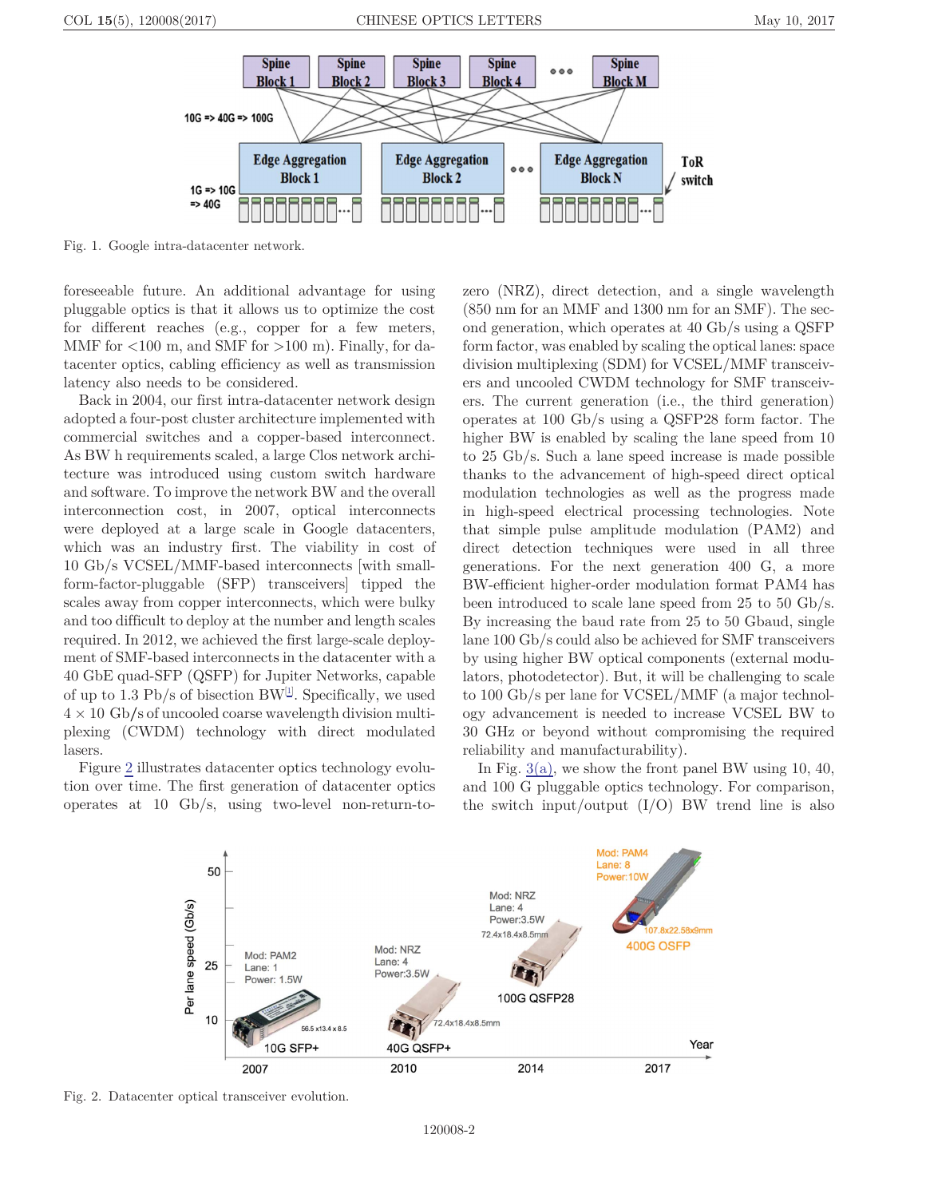Fig. 1. Google intra-datacenter network.

foreseeable future. An additional advantage for using pluggable optics is that it allows us to optimize the cost for different reaches (e.g., copper for a few meters, MMF for <100 m, and SMF for >100 m). Finally, for datacenter optics, cabling efficiency as well as transmission latency also needs to be considered.

Back in 2004, our first intra-datacenter network design adopted a four-post cluster architecture implemented with commercial switches and a copper-based interconnect. As BW h requirements scaled, a large Clos network architecture was introduced using custom switch hardware and software. To improve the network BW and the overall interconnection cost, in 2007, optical interconnects were deployed at a large scale in Google datacenters, which was an industry first. The viability in cost of 10 Gb/s VCSEL/MMF-based interconnects [with small-form-factor-pluggable (SFP) transceivers] tipped the scales away from copper interconnects, which were bulky and too difficult to deploy at the number and length scales required. In 2012, we achieved the first large-scale deployment of SMF-based interconnects in the datacenter with a 40 GbE quad-SFP (QSFP) for Jupiter Networks, capable of up to 1.3 Pb/s of bisection BW[1]. Specifically, we used $4 \times 10$ Gb/s of uncooled coarse wavelength division multiplexing (CWDM) technology with direct modulated lasers.

Figure 2 illustrates datacenter optics technology evolution over time. The first generation of datacenter optics operates at 10 Gb/s, using two-level non-return-to-zero (NRZ), direct detection, and a single wavelength (850 nm for an MMF and 1300 nm for an SMF). The second generation, which operates at 40 Gb/s using a QSFP form factor, was enabled by scaling the optical lanes: space division multiplexing (SDM) for VCSEL/MMF transceivers and uncooled CWDM technology for SMF transceivers. The current generation (i.e., the third generation) operates at 100 Gb/s using a QSFP28 form factor. The higher BW is enabled by scaling the lane speed from 10 to 25 Gb/s. Such a lane speed increase is made possible thanks to the advancement of high-speed direct optical modulation technologies as well as the progress made in high-speed electrical processing technologies. Note that simple pulse amplitude modulation (PAM2) and direct detection techniques were used in all three generations. For the next generation 400 G, a more BW-efficient higher-order modulation format PAM4 has been introduced to scale lane speed from 25 to 50 Gb/s. By increasing the baud rate from 25 to 50 Gbaud, single lane 100 Gb/s could also be achieved for SMF transceivers by using higher BW optical components (external modulators, photodetector). But, it will be challenging to scale to 100 Gb/s per lane for VCSEL/MMF (a major technology advancement is needed to increase VCSEL BW to 30 GHz or beyond without compromising the required reliability and manufacturability).

In Fig. 3(a), we show the front panel BW using 10, 40, and 100 G pluggable optics technology. For comparison, the switch input/output (I/O) BW trend line is also

Fig. 2. Datacenter optical transceiver evolution.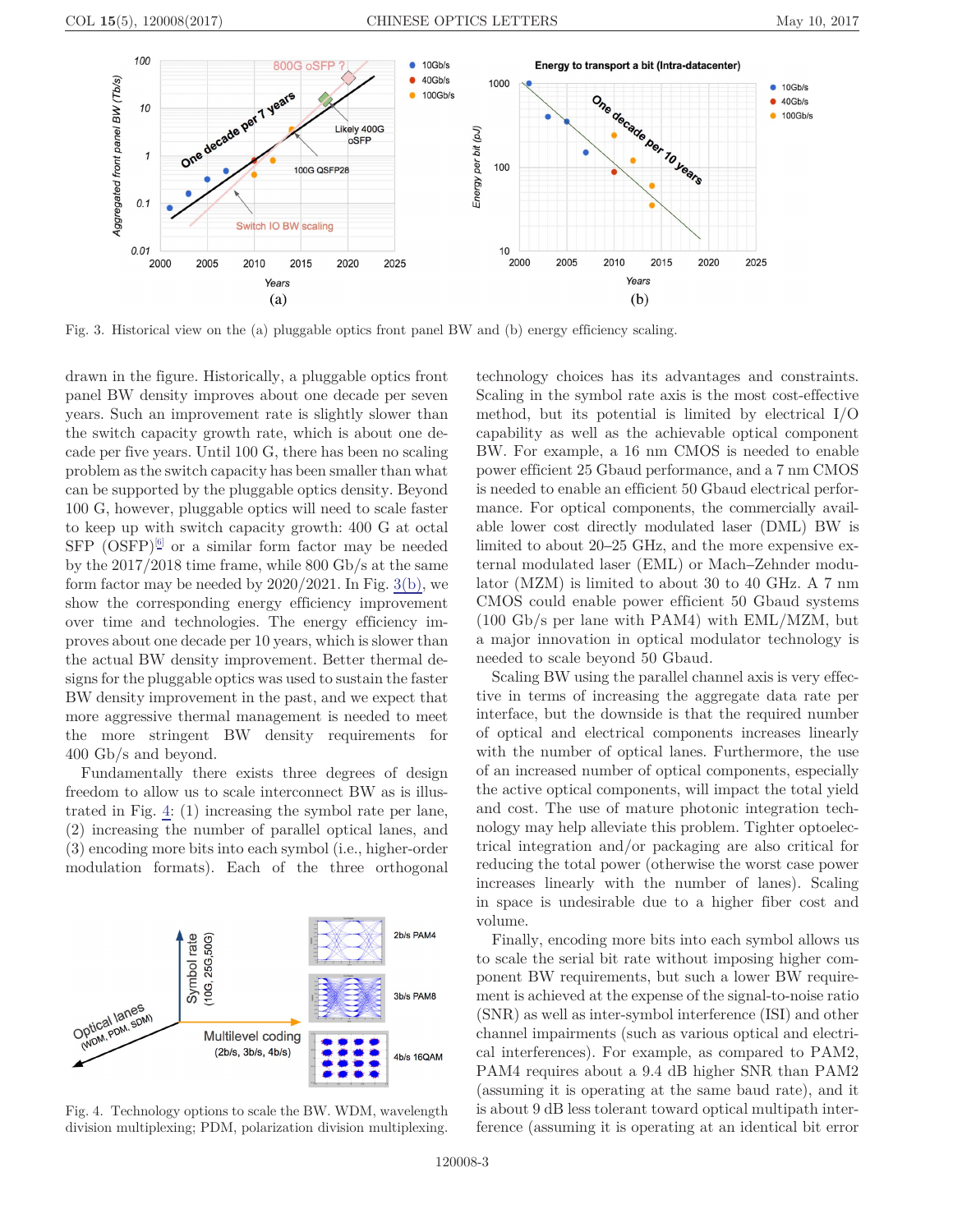Fig. 3. Historical view on the (a) pluggable optics front panel BW and (b) energy efficiency scaling.

drawn in the figure. Historically, a pluggable optics front panel BW density improves about one decade per seven years. Such an improvement rate is slightly slower than the switch capacity growth rate, which is about one decade per five years. Until 100 G, there has been no scaling problem as the switch capacity has been smaller than what can be supported by the pluggable optics density. Beyond 100 G, however, pluggable optics will need to scale faster to keep up with switch capacity growth: 400 G at octal SFP (OSFP)[6] or a similar form factor may be needed by the 2017/2018 time frame, while 800 Gb/s at the same form factor may be needed by 2020/2021. In Fig. 3(b), we show the corresponding energy efficiency improvement over time and technologies. The energy efficiency improves about one decade per 10 years, which is slower than the actual BW density improvement. Better thermal designs for the pluggable optics was used to sustain the faster BW density improvement in the past, and we expect that more aggressive thermal management is needed to meet the more stringent BW density requirements for 400 Gb/s and beyond.

Fundamentally there exists three degrees of design freedom to allow us to scale interconnect BW as is illustrated in Fig. 4: (1) increasing the symbol rate per lane, (2) increasing the number of parallel optical lanes, and (3) encoding more bits into each symbol (i.e., higher-order modulation formats). Each of the three orthogonal technology choices has its advantages and constraints. Scaling in the symbol rate axis is the most cost-effective method, but its potential is limited by electrical I/O capability as well as the achievable optical component BW. For example, a 16 nm CMOS is needed to enable power efficient 25 Gbaud performance, and a 7 nm CMOS is needed to enable an efficient 50 Gbaud electrical performance. For optical components, the commercially available lower cost directly modulated laser (DML) BW is limited to about 20–25 GHz, and the more expensive external modulated laser (EML) or Mach–Zehnder modulator (MZM) is limited to about 30 to 40 GHz. A 7 nm CMOS could enable power efficient 50 Gbaud systems (100 Gb/s per lane with PAM4) with EML/MZM, but a major innovation in optical modulator technology is needed to scale beyond 50 Gbaud.

Fig. 4. Technology options to scale the BW. WDM, wavelength division multiplexing; PDM, polarization division multiplexing.

Scaling BW using the parallel channel axis is very effective in terms of increasing the aggregate data rate per interface, but the downside is that the required number of optical and electrical components increases linearly with the number of optical lanes. Furthermore, the use of an increased number of optical components, especially the active optical components, will impact the total yield and cost. The use of mature photonic integration technology may help alleviate this problem. Tighter optoelectrical integration and/or packaging are also critical for reducing the total power (otherwise the worst case power increases linearly with the number of lanes). Scaling in space is undesirable due to a higher fiber cost and volume.

Finally, encoding more bits into each symbol allows us to scale the serial bit rate without imposing higher component BW requirements, but such a lower BW requirement is achieved at the expense of the signal-to-noise ratio (SNR) as well as inter-symbol interference (ISI) and other channel impairments (such as various optical and electrical interferences). For example, as compared to PAM2, PAM4 requires about a 9.4 dB higher SNR than PAM2 (assuming it is operating at the same baud rate), and it is about 9 dB less tolerant toward optical multipath interference (assuming it is operating at an identical bit error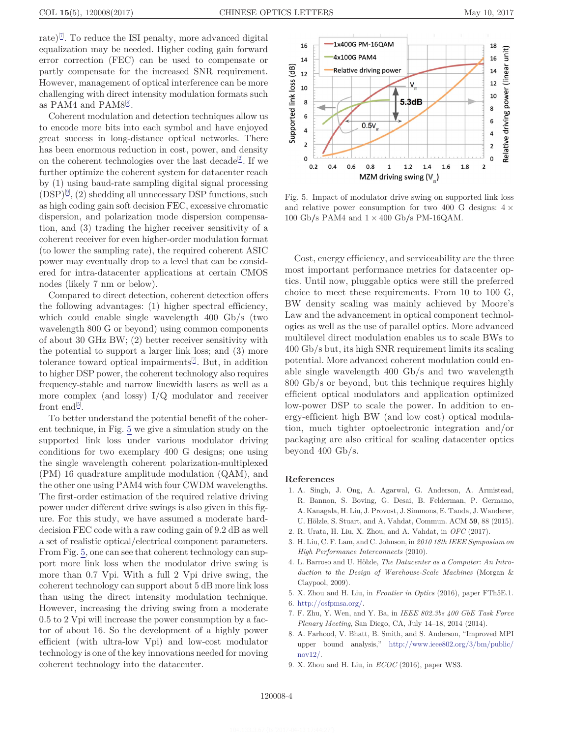rate)[7]. To reduce the ISI penalty, more advanced digital equalization may be needed. Higher coding gain forward error correction (FEC) can be used to compensate or partly compensate for the increased SNR requirement. However, management of optical interference can be more challenging with direct intensity modulation formats such as PAM4 and PAM8[8].

Coherent modulation and detection techniques allow us to encode more bits into each symbol and have enjoyed great success in long-distance optical networks. There has been enormous reduction in cost, power, and density on the coherent technologies over the last decade[2]. If we further optimize the coherent system for datacenter reach by (1) using baud-rate sampling digital signal processing (DSP)[9], (2) shedding all unnecessary DSP functions, such as high coding gain soft decision FEC, excessive chromatic dispersion, and polarization mode dispersion compensation, and (3) trading the higher receiver sensitivity of a coherent receiver for even higher-order modulation format (to lower the sampling rate), the required coherent ASIC power may eventually drop to a level that can be considered for intra-datacenter applications at certain CMOS nodes (likely 7 nm or below).

Compared to direct detection, coherent detection offers the following advantages: (1) higher spectral efficiency, which could enable single wavelength 400 Gb/s (two wavelength 800 G or beyond) using common components of about 30 GHz BW; (2) better receiver sensitivity with the potential to support a larger link loss; and (3) more tolerance toward optical impairments[7]. But, in addition to higher DSP power, the coherent technology also requires frequency-stable and narrow linewidth lasers as well as a more complex (and lossy) I/Q modulator and receiver front end[5].

To better understand the potential benefit of the coherent technique, in Fig. 5 we give a simulation study on the supported link loss under various modulator driving conditions for two exemplary 400 G designs; one using the single wavelength coherent polarization-multiplexed (PM) 16 quadrature amplitude modulation (QAM), and the other one using PAM4 with four CWDM wavelengths. The first-order estimation of the required relative driving power under different drive swings is also given in this figure. For this study, we have assumed a moderate hard-decision FEC code with a raw coding gain of 9.2 dB as well a set of realistic optical/electrical component parameters. From Fig. 5, one can see that coherent technology can support more link loss when the modulator drive swing is more than 0.7 Vpi. With a full 2 Vpi drive swing, the coherent technology can support about 5 dB more link loss than using the direct intensity modulation technique. However, increasing the driving swing from a moderate 0.5 to 2 Vpi will increase the power consumption by a factor of about 16. So the development of a highly power efficient (with ultra-low Vpi) and low-cost modulator technology is one of the key innovations needed for moving coherent technology into the datacenter.

1x400G PM-16QAM
4x100G PAM4
Relative driving power
Supported link loss (dB)
Relative driving power (linear unit)
MZM driving swing ($V_\pi$)
$V_\pi$
$0.5V_\pi$
5.3dB

Fig. 5. Impact of modulator drive swing on supported link loss and relative power consumption for two 400 G designs: 4 × 100 Gb/s PAM4 and 1 × 400 Gb/s PM-16QAM.

Cost, energy efficiency, and serviceability are the three most important performance metrics for datacenter optics. Until now, pluggable optics were still the preferred choice to meet these requirements. From 10 to 100 G, BW density scaling was mainly achieved by Moore's Law and the advancement in optical component technologies as well as the use of parallel optics. More advanced multilevel direct modulation enables us to scale BWs to 400 Gb/s but, its high SNR requirement limits its scaling potential. More advanced coherent modulation could enable single wavelength 400 Gb/s and two wavelength 800 Gb/s or beyond, but this technique requires highly efficient optical modulators and application optimized low-power DSP to scale the power. In addition to energy-efficient high BW (and low cost) optical modulation, much tighter optoelectronic integration and/or packaging are also critical for scaling datacenter optics beyond 400 Gb/s.

## References

1. A. Singh, J. Ong, A. Agarwal, G. Anderson, A. Armistead, R. Bannon, S. Boving, G. Desai, B. Felderman, P. Germano, A. Kanagala, H. Liu, J. Provost, J. Simmons, E. Tanda, J. Wanderer, U. Hölzle, S. Stuart, and A. Vahdat, Commun. ACM **59**, 88 (2015).
2. R. Urata, H. Liu, X. Zhou, and A. Vahdat, in *OFC* (2017).
3. H. Liu, C. F. Lam, and C. Johnson, in *2010 18th IEEE Symposium on High Performance Interconnects* (2010).
4. L. Barroso and U. Hölzle, *The Datacenter as a Computer: An Introduction to the Design of Warehouse-Scale Machines* (Morgan & Claypool, 2009).
5. X. Zhou and H. Liu, in *Frontier in Optics* (2016), paper FTh5E.1.
6. http://osfpmsa.org/.
7. F. Zhu, Y. Wen, and Y. Ba, in *IEEE 802.3bs 400 GbE Task Force Plenary Meeting*, San Diego, CA, July 14–18, 2014 (2014).
8. A. Farhood, V. Bhatt, B. Smith, and S. Anderson, "Improved MPI upper bound analysis," http://www.ieee802.org/3/bm/public/nov12/.
9. X. Zhou and H. Liu, in *ECOC* (2016), paper WS3.